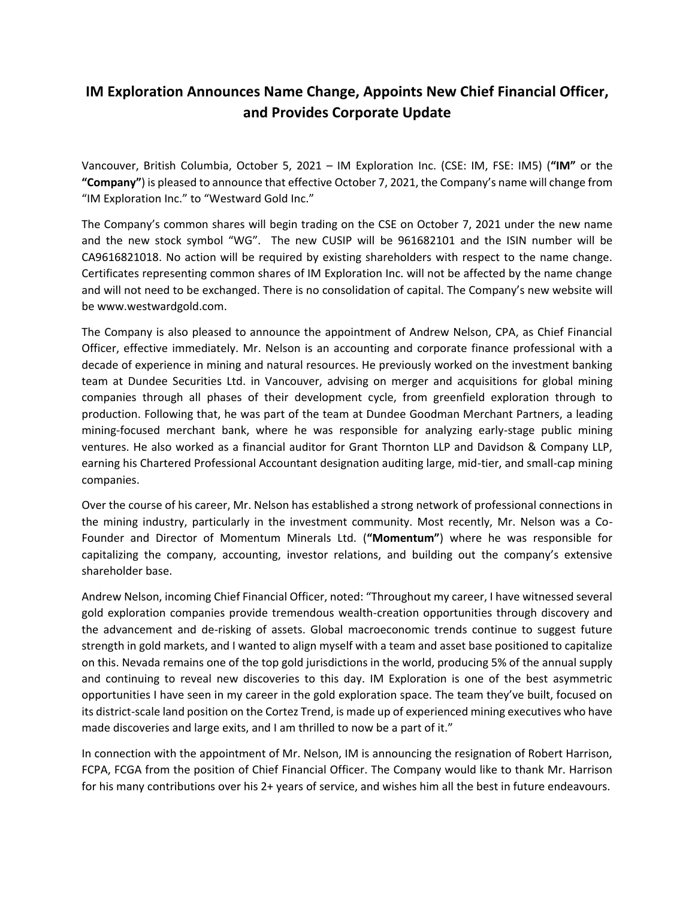# IM Exploration Announces Name Change, Appoints New Chief Financial Officer, and Provides Corporate Update

Vancouver, British Columbia, October 5, 2021 – IM Exploration Inc. (CSE: IM, FSE: IM5) (**"IM"** or the **"Company"**) is pleased to announce that effective October 7, 2021, the Company's name will change from "IM Exploration Inc." to "Westward Gold Inc."

The Company's common shares will begin trading on the CSE on October 7, 2021 under the new name and the new stock symbol "WG". The new CUSIP will be 961682101 and the ISIN number will be CA9616821018. No action will be required by existing shareholders with respect to the name change. Certificates representing common shares of IM Exploration Inc. will not be affected by the name change and will not need to be exchanged. There is no consolidation of capital. The Company's new website will be www.westwardgold.com.

The Company is also pleased to announce the appointment of Andrew Nelson, CPA, as Chief Financial Officer, effective immediately. Mr. Nelson is an accounting and corporate finance professional with a decade of experience in mining and natural resources. He previously worked on the investment banking team at Dundee Securities Ltd. in Vancouver, advising on merger and acquisitions for global mining companies through all phases of their development cycle, from greenfield exploration through to production. Following that, he was part of the team at Dundee Goodman Merchant Partners, a leading mining-focused merchant bank, where he was responsible for analyzing early-stage public mining ventures. He also worked as a financial auditor for Grant Thornton LLP and Davidson & Company LLP, earning his Chartered Professional Accountant designation auditing large, mid-tier, and small-cap mining companies.

Over the course of his career, Mr. Nelson has established a strong network of professional connections in the mining industry, particularly in the investment community. Most recently, Mr. Nelson was a Co-Founder and Director of Momentum Minerals Ltd. (**"Momentum"**) where he was responsible for capitalizing the company, accounting, investor relations, and building out the company's extensive shareholder base.

Andrew Nelson, incoming Chief Financial Officer, noted: "Throughout my career, I have witnessed several gold exploration companies provide tremendous wealth-creation opportunities through discovery and the advancement and de-risking of assets. Global macroeconomic trends continue to suggest future strength in gold markets, and I wanted to align myself with a team and asset base positioned to capitalize on this. Nevada remains one of the top gold jurisdictions in the world, producing 5% of the annual supply and continuing to reveal new discoveries to this day. IM Exploration is one of the best asymmetric opportunities I have seen in my career in the gold exploration space. The team they've built, focused on its district-scale land position on the Cortez Trend, is made up of experienced mining executives who have made discoveries and large exits, and I am thrilled to now be a part of it."

In connection with the appointment of Mr. Nelson, IM is announcing the resignation of Robert Harrison, FCPA, FCGA from the position of Chief Financial Officer. The Company would like to thank Mr. Harrison for his many contributions over his 2+ years of service, and wishes him all the best in future endeavours.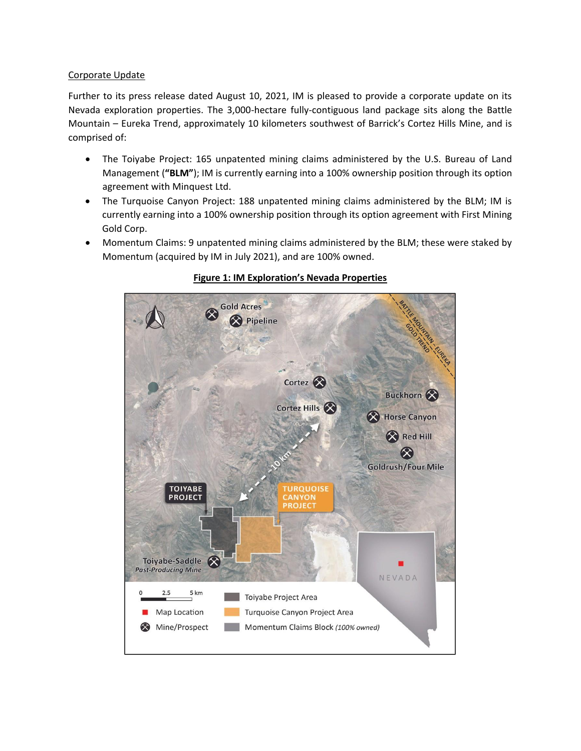Corporate Update

Further to its press release dated August 10, 2021, IM is pleased to provide a corporate update on its Nevada exploration properties. The 3,000-hectare fully-contiguous land package sits along the Battle Mountain – Eureka Trend, approximately 10 kilometers southwest of Barrick's Cortez Hills Mine, and is comprised of:

- The Toiyabe Project: 165 unpatented mining claims administered by the U.S. Bureau of Land Management (**"BLM"**); IM is currently earning into a 100% ownership position through its option agreement with Minquest Ltd.
- The Turquoise Canyon Project: 188 unpatented mining claims administered by the BLM; IM is currently earning into a 100% ownership position through its option agreement with First Mining Gold Corp.
- Momentum Claims: 9 unpatented mining claims administered by the BLM; these were staked by Momentum (acquired by IM in July 2021), and are 100% owned.

**Figure 1: IM Exploration's Nevada Properties**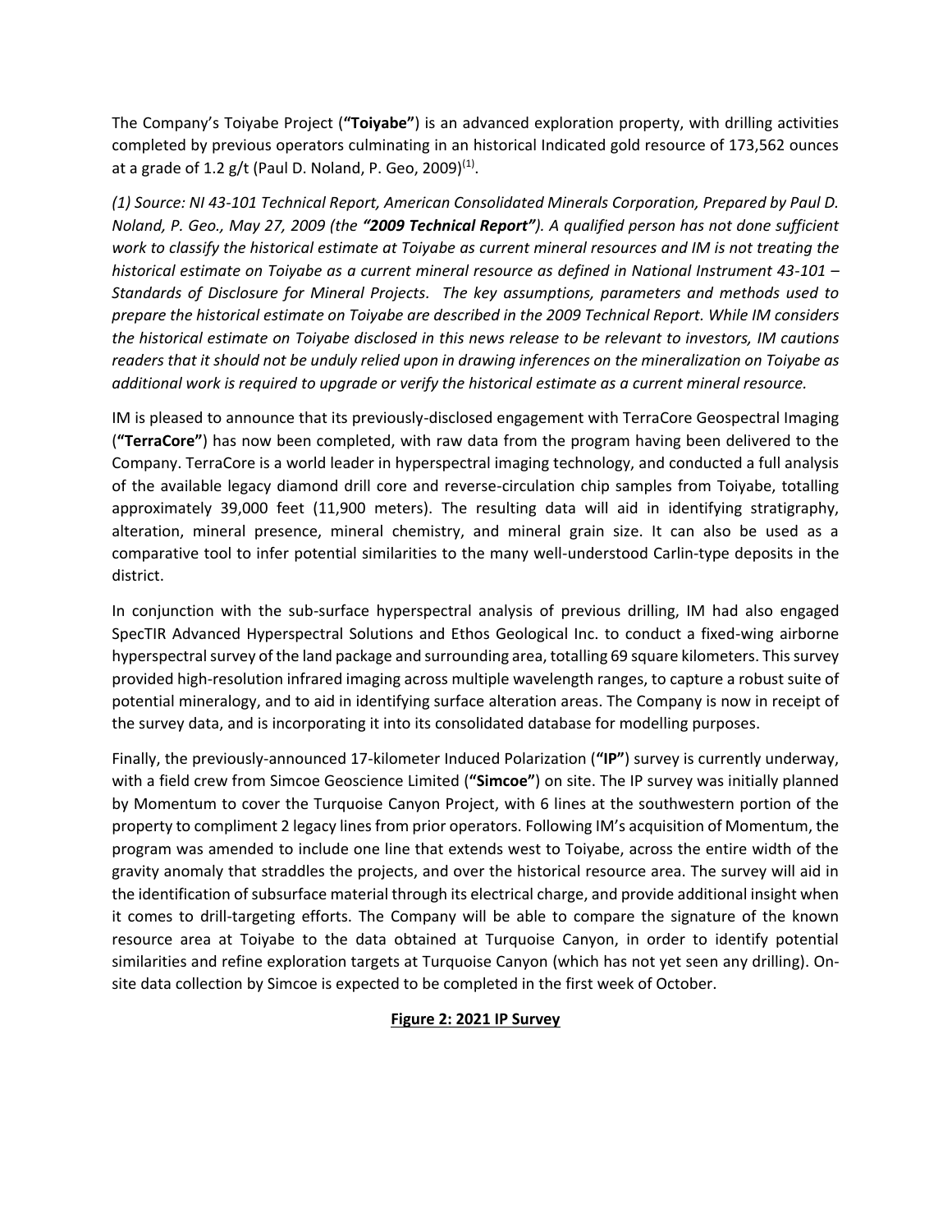The Company's Toiyabe Project (**"Toiyabe"**) is an advanced exploration property, with drilling activities completed by previous operators culminating in an historical Indicated gold resource of 173,562 ounces at a grade of 1.2 g/t (Paul D. Noland, P. Geo, 2009)[(1)].

*(1) Source: NI 43-101 Technical Report, American Consolidated Minerals Corporation, Prepared by Paul D. Noland, P. Geo., May 27, 2009 (the **"2009 Technical Report"**). A qualified person has not done sufficient work to classify the historical estimate at Toiyabe as current mineral resources and IM is not treating the historical estimate on Toiyabe as a current mineral resource as defined in National Instrument 43-101 – Standards of Disclosure for Mineral Projects. The key assumptions, parameters and methods used to prepare the historical estimate on Toiyabe are described in the 2009 Technical Report. While IM considers the historical estimate on Toiyabe disclosed in this news release to be relevant to investors, IM cautions readers that it should not be unduly relied upon in drawing inferences on the mineralization on Toiyabe as additional work is required to upgrade or verify the historical estimate as a current mineral resource.*

IM is pleased to announce that its previously-disclosed engagement with TerraCore Geospectral Imaging (**"TerraCore"**) has now been completed, with raw data from the program having been delivered to the Company. TerraCore is a world leader in hyperspectral imaging technology, and conducted a full analysis of the available legacy diamond drill core and reverse-circulation chip samples from Toiyabe, totalling approximately 39,000 feet (11,900 meters). The resulting data will aid in identifying stratigraphy, alteration, mineral presence, mineral chemistry, and mineral grain size. It can also be used as a comparative tool to infer potential similarities to the many well-understood Carlin-type deposits in the district.

In conjunction with the sub-surface hyperspectral analysis of previous drilling, IM had also engaged SpecTIR Advanced Hyperspectral Solutions and Ethos Geological Inc. to conduct a fixed-wing airborne hyperspectral survey of the land package and surrounding area, totalling 69 square kilometers. This survey provided high-resolution infrared imaging across multiple wavelength ranges, to capture a robust suite of potential mineralogy, and to aid in identifying surface alteration areas. The Company is now in receipt of the survey data, and is incorporating it into its consolidated database for modelling purposes.

Finally, the previously-announced 17-kilometer Induced Polarization (**"IP"**) survey is currently underway, with a field crew from Simcoe Geoscience Limited (**"Simcoe"**) on site. The IP survey was initially planned by Momentum to cover the Turquoise Canyon Project, with 6 lines at the southwestern portion of the property to compliment 2 legacy lines from prior operators. Following IM's acquisition of Momentum, the program was amended to include one line that extends west to Toiyabe, across the entire width of the gravity anomaly that straddles the projects, and over the historical resource area. The survey will aid in the identification of subsurface material through its electrical charge, and provide additional insight when it comes to drill-targeting efforts. The Company will be able to compare the signature of the known resource area at Toiyabe to the data obtained at Turquoise Canyon, in order to identify potential similarities and refine exploration targets at Turquoise Canyon (which has not yet seen any drilling). On-site data collection by Simcoe is expected to be completed in the first week of October.

**Figure 2: 2021 IP Survey**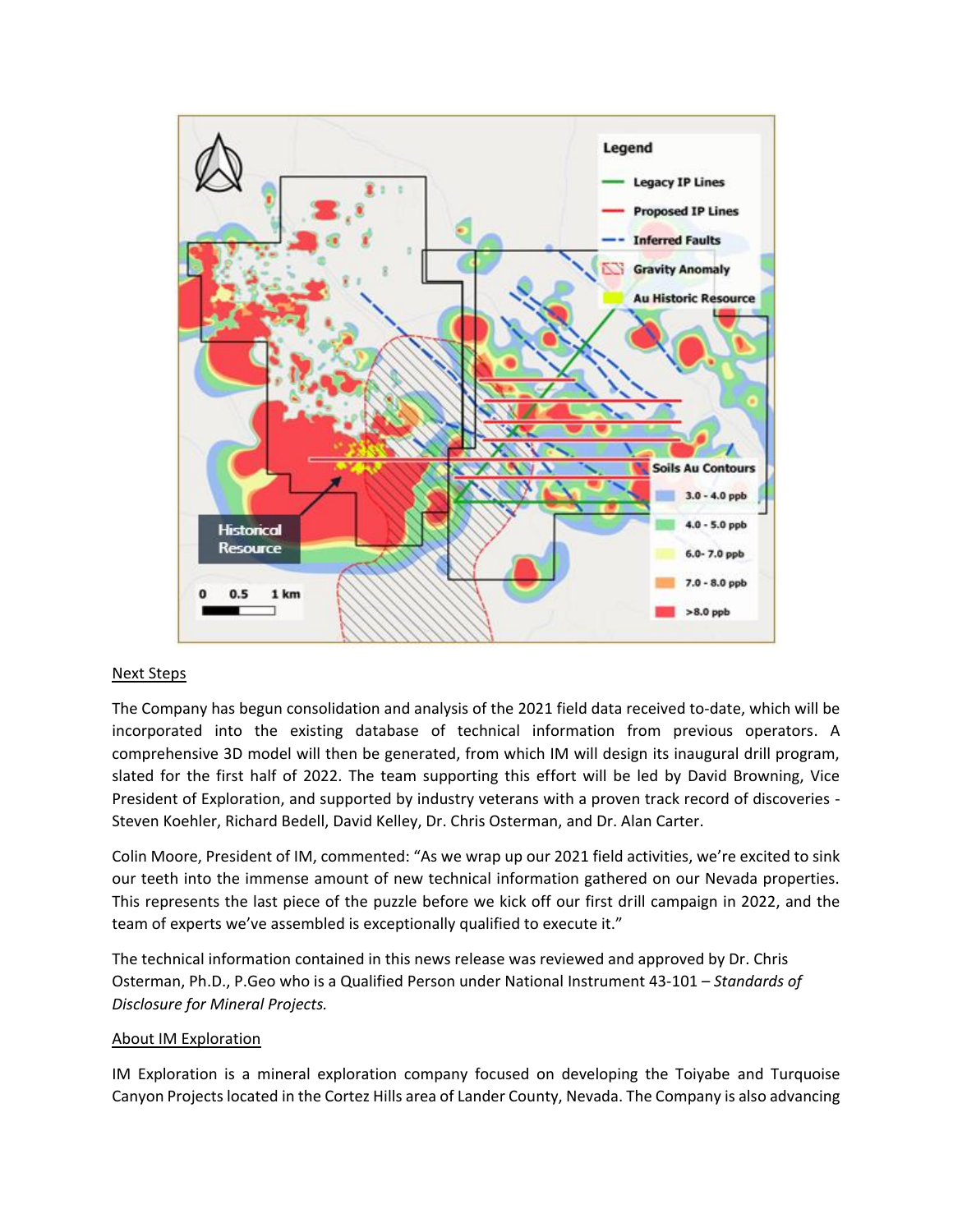## Next Steps

The Company has begun consolidation and analysis of the 2021 field data received to-date, which will be incorporated into the existing database of technical information from previous operators. A comprehensive 3D model will then be generated, from which IM will design its inaugural drill program, slated for the first half of 2022. The team supporting this effort will be led by David Browning, Vice President of Exploration, and supported by industry veterans with a proven track record of discoveries - Steven Koehler, Richard Bedell, David Kelley, Dr. Chris Osterman, and Dr. Alan Carter.

Colin Moore, President of IM, commented: "As we wrap up our 2021 field activities, we're excited to sink our teeth into the immense amount of new technical information gathered on our Nevada properties. This represents the last piece of the puzzle before we kick off our first drill campaign in 2022, and the team of experts we've assembled is exceptionally qualified to execute it."

The technical information contained in this news release was reviewed and approved by Dr. Chris Osterman, Ph.D., P.Geo who is a Qualified Person under National Instrument 43-101 – *Standards of Disclosure for Mineral Projects.*

## About IM Exploration

IM Exploration is a mineral exploration company focused on developing the Toiyabe and Turquoise Canyon Projects located in the Cortez Hills area of Lander County, Nevada. The Company is also advancing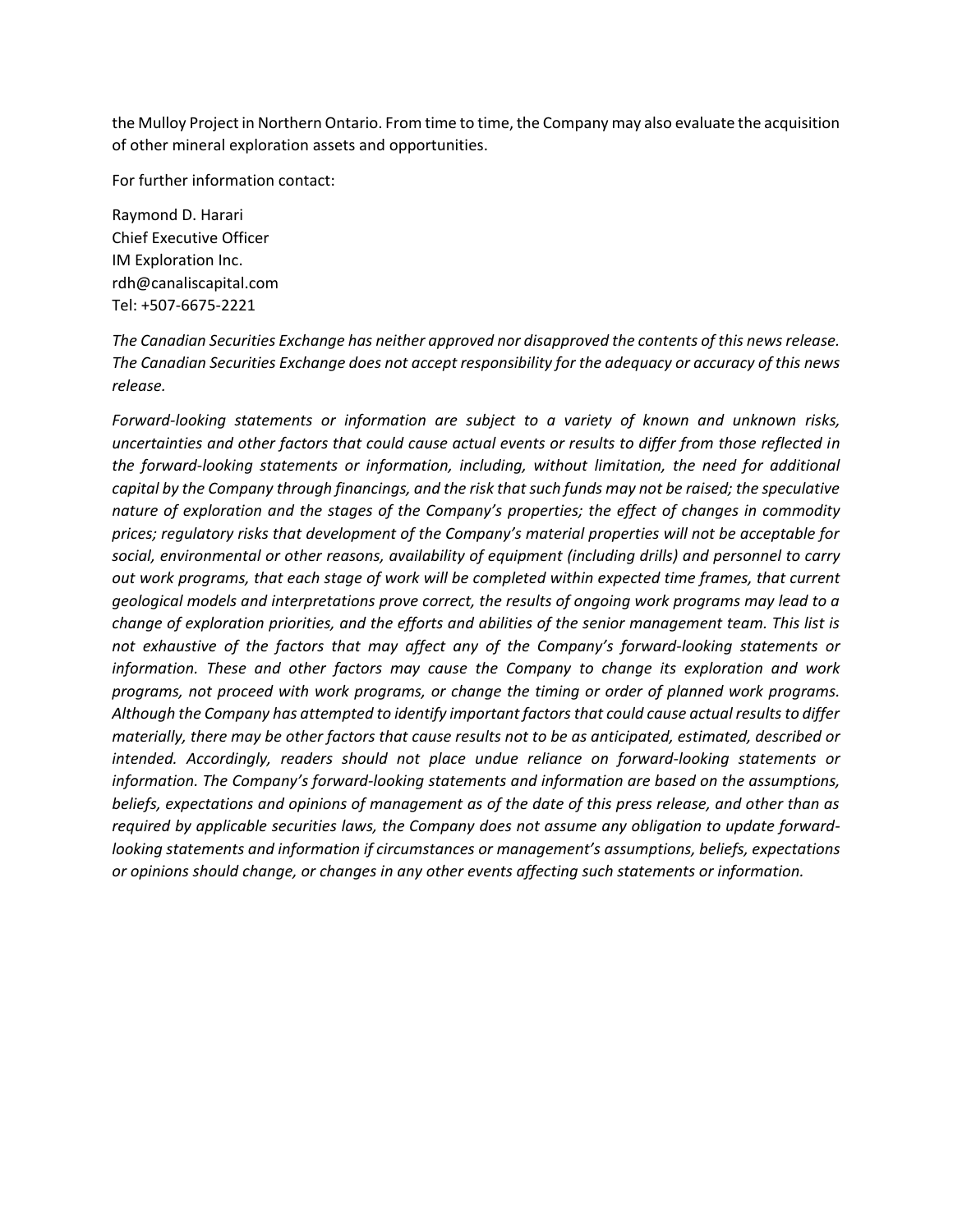the Mulloy Project in Northern Ontario. From time to time, the Company may also evaluate the acquisition of other mineral exploration assets and opportunities.

For further information contact:

Raymond D. Harari  
Chief Executive Officer  
IM Exploration Inc.  
rdh@canaliscapital.com  
Tel: +507-6675-2221

*The Canadian Securities Exchange has neither approved nor disapproved the contents of this news release. The Canadian Securities Exchange does not accept responsibility for the adequacy or accuracy of this news release.*

*Forward-looking statements or information are subject to a variety of known and unknown risks, uncertainties and other factors that could cause actual events or results to differ from those reflected in the forward-looking statements or information, including, without limitation, the need for additional capital by the Company through financings, and the risk that such funds may not be raised; the speculative nature of exploration and the stages of the Company's properties; the effect of changes in commodity prices; regulatory risks that development of the Company's material properties will not be acceptable for social, environmental or other reasons, availability of equipment (including drills) and personnel to carry out work programs, that each stage of work will be completed within expected time frames, that current geological models and interpretations prove correct, the results of ongoing work programs may lead to a change of exploration priorities, and the efforts and abilities of the senior management team. This list is not exhaustive of the factors that may affect any of the Company's forward-looking statements or information. These and other factors may cause the Company to change its exploration and work programs, not proceed with work programs, or change the timing or order of planned work programs. Although the Company has attempted to identify important factors that could cause actual results to differ materially, there may be other factors that cause results not to be as anticipated, estimated, described or intended. Accordingly, readers should not place undue reliance on forward-looking statements or information. The Company's forward-looking statements and information are based on the assumptions, beliefs, expectations and opinions of management as of the date of this press release, and other than as required by applicable securities laws, the Company does not assume any obligation to update forward-looking statements and information if circumstances or management's assumptions, beliefs, expectations or opinions should change, or changes in any other events affecting such statements or information.*